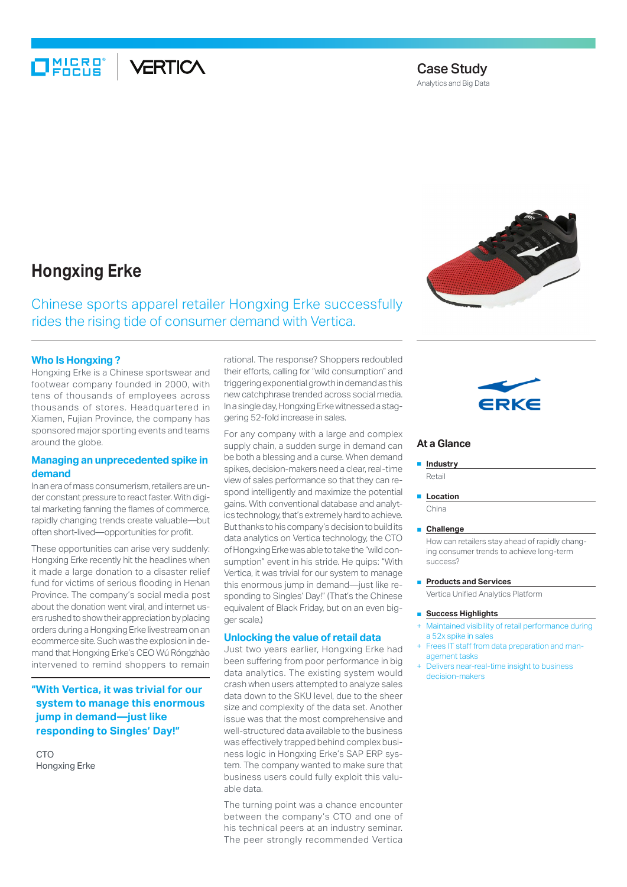Case Study

Analytics and Big Data

# Hongxing Erke

Chinese sports apparel retailer Hongxing Erke successfully rides the rising tide of consumer demand with Vertica.

## Who Is Hongxing ?

Hongxing Erke is a Chinese sportswear and footwear company founded in 2000, with tens of thousands of employees across thousands of stores. Headquartered in Xiamen, Fujian Province, the company has sponsored major sporting events and teams around the globe.

## Managing an unprecedented spike in demand

In an era of mass consumerism, retailers are under constant pressure to react faster. With digital marketing fanning the flames of commerce, rapidly changing trends create valuable—but often short-lived—opportunities for profit.

These opportunities can arise very suddenly: Hongxing Erke recently hit the headlines when it made a large donation to a disaster relief fund for victims of serious flooding in Henan Province. The company's social media post about the donation went viral, and internet users rushed to show their appreciation by placing orders during a Hongxing Erke livestream on an ecommerce site. Such was the explosion in demand that Hongxing Erke's CEO Wú Róngzhào intervened to remind shoppers to remain rational. The response? Shoppers redoubled their efforts, calling for "wild consumption" and triggering exponential growth in demand as this new catchphrase trended across social media. In a single day, Hongxing Erke witnessed a staggering 52-fold increase in sales.

> **"With Vertica, it was trivial for our system to manage this enormous jump in demand—just like responding to Singles' Day!"**
>
> CTO
> Hongxing Erke

For any company with a large and complex supply chain, a sudden surge in demand can be both a blessing and a curse. When demand spikes, decision-makers need a clear, real-time view of sales performance so that they can respond intelligently and maximize the potential gains. With conventional database and analytics technology, that's extremely hard to achieve. But thanks to his company's decision to build its data analytics on Vertica technology, the CTO of Hongxing Erke was able to take the "wild consumption" event in his stride. He quips: "With Vertica, it was trivial for our system to manage this enormous jump in demand—just like responding to Singles' Day!" (That's the Chinese equivalent of Black Friday, but on an even bigger scale.)

## Unlocking the value of retail data

Just two years earlier, Hongxing Erke had been suffering from poor performance in big data analytics. The existing system would crash when users attempted to analyze sales data down to the SKU level, due to the sheer size and complexity of the data set. Another issue was that the most comprehensive and well-structured data available to the business was effectively trapped behind complex business logic in Hongxing Erke's SAP ERP system. The company wanted to make sure that business users could fully exploit this valuable data.

The turning point was a chance encounter between the company's CTO and one of his technical peers at an industry seminar. The peer strongly recommended Vertica

## At a Glance

**Industry**

Retail

**Location**

China

**Challenge**

How can retailers stay ahead of rapidly changing consumer trends to achieve long-term success?

**Products and Services**

Vertica Unified Analytics Platform

**Success Highlights**

- Maintained visibility of retail performance during a 52x spike in sales
- Frees IT staff from data preparation and management tasks
- Delivers near-real-time insight to business decision-makers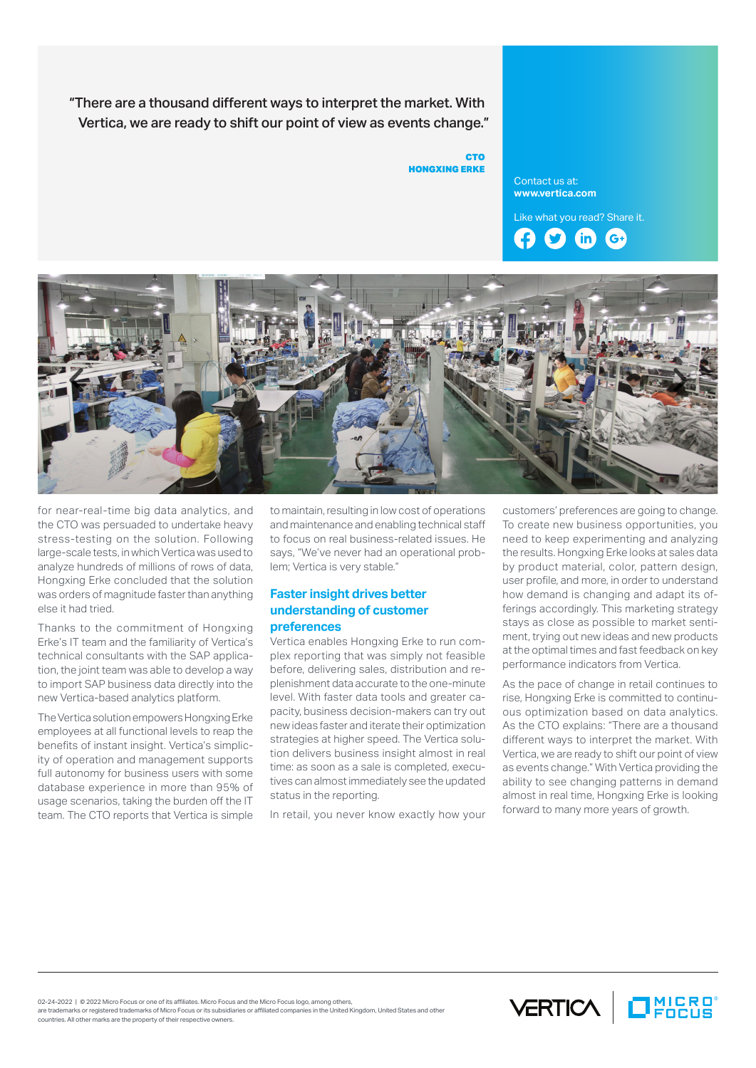"There are a thousand different ways to interpret the market. With Vertica, we are ready to shift our point of view as events change."

**CTO**
**HONGXING ERKE**

Contact us at:
**www.vertica.com**

Like what you read? Share it.

for near-real-time big data analytics, and the CTO was persuaded to undertake heavy stress-testing on the solution. Following large-scale tests, in which Vertica was used to analyze hundreds of millions of rows of data, Hongxing Erke concluded that the solution was orders of magnitude faster than anything else it had tried.

Thanks to the commitment of Hongxing Erke's IT team and the familiarity of Vertica's technical consultants with the SAP application, the joint team was able to develop a way to import SAP business data directly into the new Vertica-based analytics platform.

The Vertica solution empowers Hongxing Erke employees at all functional levels to reap the benefits of instant insight. Vertica's simplicity of operation and management supports full autonomy for business users with some database experience in more than 95% of usage scenarios, taking the burden off the IT team. The CTO reports that Vertica is simple to maintain, resulting in low cost of operations and maintenance and enabling technical staff to focus on real business-related issues. He says, "We've never had an operational problem; Vertica is very stable."

## Faster insight drives better understanding of customer preferences

Vertica enables Hongxing Erke to run complex reporting that was simply not feasible before, delivering sales, distribution and replenishment data accurate to the one-minute level. With faster data tools and greater capacity, business decision-makers can try out new ideas faster and iterate their optimization strategies at higher speed. The Vertica solution delivers business insight almost in real time: as soon as a sale is completed, executives can almost immediately see the updated status in the reporting.

In retail, you never know exactly how your customers' preferences are going to change. To create new business opportunities, you need to keep experimenting and analyzing the results. Hongxing Erke looks at sales data by product material, color, pattern design, user profile, and more, in order to understand how demand is changing and adapt its offerings accordingly. This marketing strategy stays as close as possible to market sentiment, trying out new ideas and new products at the optimal times and fast feedback on key performance indicators from Vertica.

As the pace of change in retail continues to rise, Hongxing Erke is committed to continuous optimization based on data analytics. As the CTO explains: "There are a thousand different ways to interpret the market. With Vertica, we are ready to shift our point of view as events change." With Vertica providing the ability to see changing patterns in demand almost in real time, Hongxing Erke is looking forward to many more years of growth.

02-24-2022 | © 2022 Micro Focus or one of its affiliates. Micro Focus and the Micro Focus logo, among others, are trademarks or registered trademarks of Micro Focus or its subsidiaries or affiliated companies in the United Kingdom, United States and other countries. All other marks are the property of their respective owners.